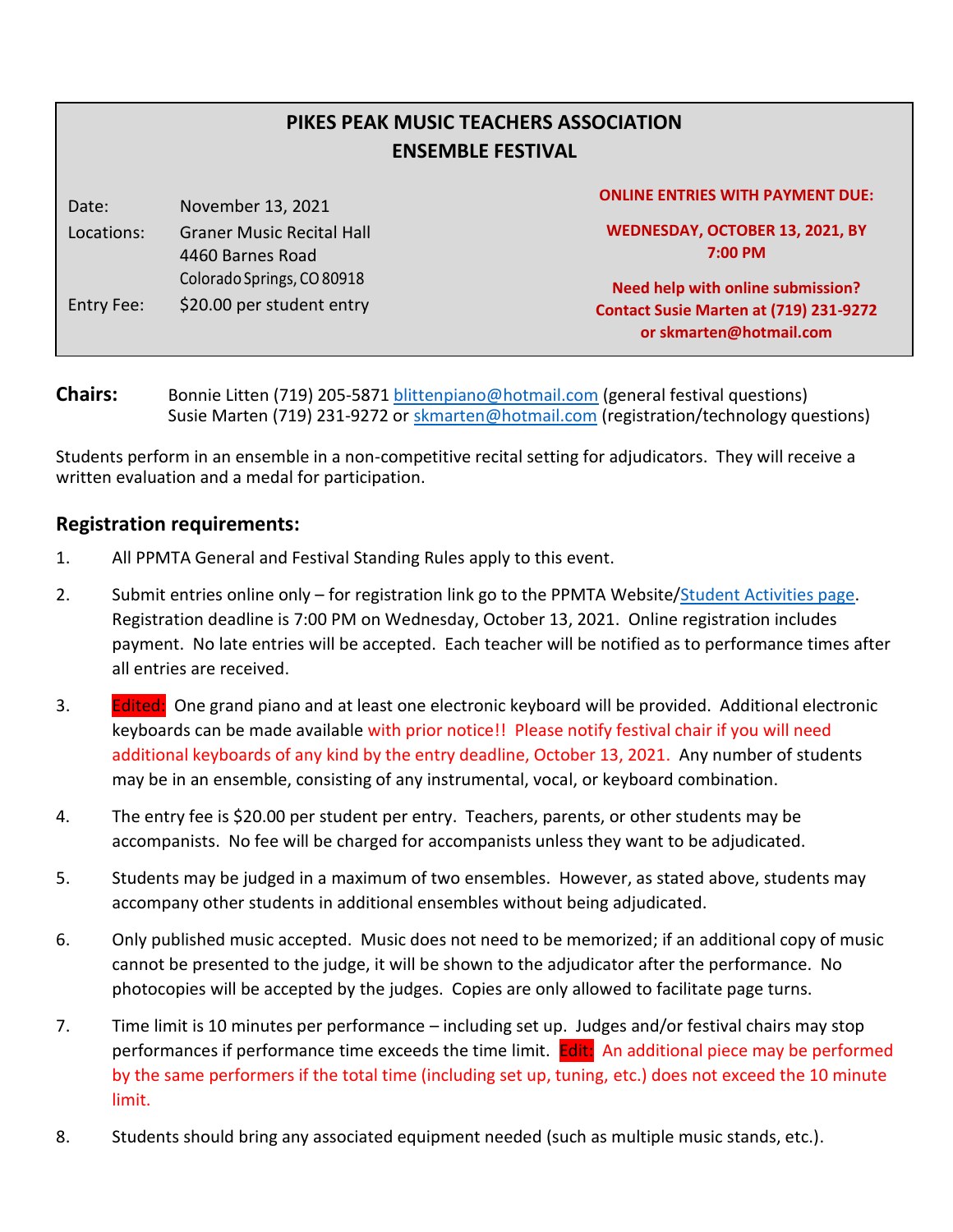# PIKES PEAK MUSIC TEACHERS ASSOCIATION
## ENSEMBLE FESTIVAL

| | |
|---|---|
| Date: | November 13, 2021 |
| Locations: | Graner Music Recital Hall<br>4460 Barnes Road<br>Colorado Springs, CO 80918 |
| Entry Fee: | $20.00 per student entry |

**ONLINE ENTRIES WITH PAYMENT DUE:**

**WEDNESDAY, OCTOBER 13, 2021, BY 7:00 PM**

**Need help with online submission? Contact Susie Marten at (719) 231-9272 or skmarten@hotmail.com**

**Chairs:** Bonnie Litten (719) 205-5871 blittenpiano@hotmail.com (general festival questions)
Susie Marten (719) 231-9272 or skmarten@hotmail.com (registration/technology questions)

Students perform in an ensemble in a non-competitive recital setting for adjudicators. They will receive a written evaluation and a medal for participation.

## Registration requirements:

1. All PPMTA General and Festival Standing Rules apply to this event.
2. Submit entries online only – for registration link go to the PPMTA Website/Student Activities page. Registration deadline is 7:00 PM on Wednesday, October 13, 2021. Online registration includes payment. No late entries will be accepted. Each teacher will be notified as to performance times after all entries are received.
3. Edited: One grand piano and at least one electronic keyboard will be provided. Additional electronic keyboards can be made available with prior notice!! Please notify festival chair if you will need additional keyboards of any kind by the entry deadline, October 13, 2021. Any number of students may be in an ensemble, consisting of any instrumental, vocal, or keyboard combination.
4. The entry fee is $20.00 per student per entry. Teachers, parents, or other students may be accompanists. No fee will be charged for accompanists unless they want to be adjudicated.
5. Students may be judged in a maximum of two ensembles. However, as stated above, students may accompany other students in additional ensembles without being adjudicated.
6. Only published music accepted. Music does not need to be memorized; if an additional copy of music cannot be presented to the judge, it will be shown to the adjudicator after the performance. No photocopies will be accepted by the judges. Copies are only allowed to facilitate page turns.
7. Time limit is 10 minutes per performance – including set up. Judges and/or festival chairs may stop performances if performance time exceeds the time limit. Edit: An additional piece may be performed by the same performers if the total time (including set up, tuning, etc.) does not exceed the 10 minute limit.
8. Students should bring any associated equipment needed (such as multiple music stands, etc.).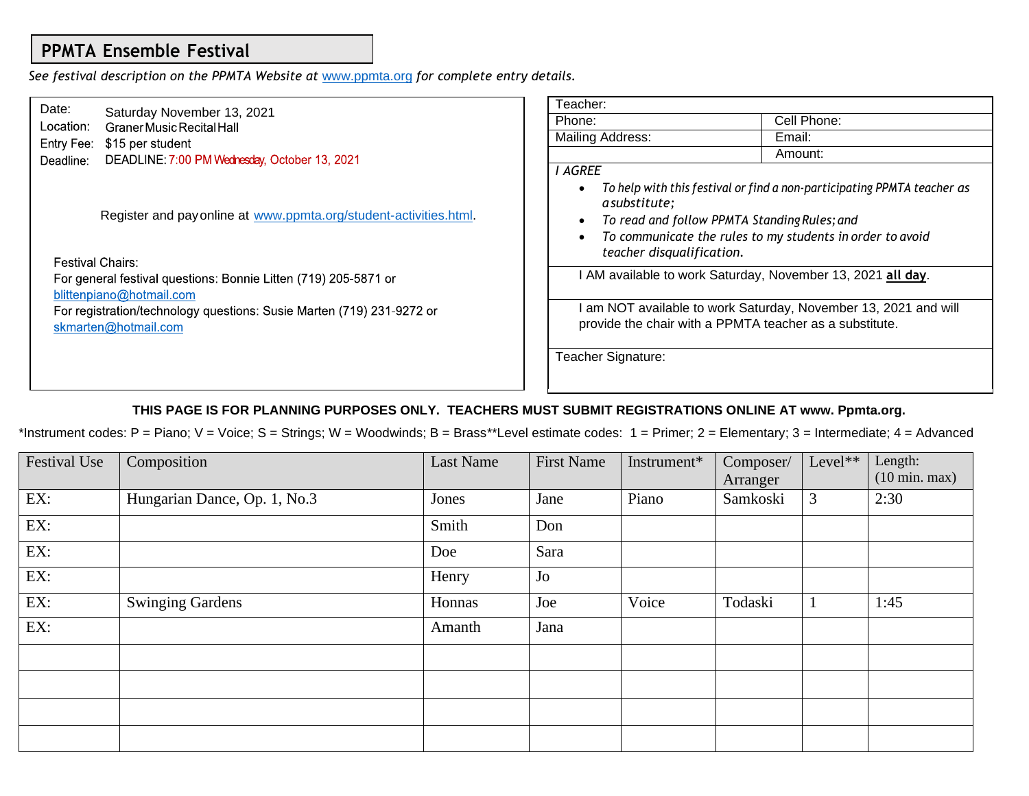## PPMTA Ensemble Festival

*See festival description on the PPMTA Website at [www.ppmta.org](http://www.ppmta.org) for complete entry details.*

Date: Saturday November 13, 2021
Location: Graner Music Recital Hall
Entry Fee: $15 per student
Deadline: DEADLINE: 7:00 PM Wednesday, October 13, 2021

Register and pay online at [www.ppmta.org/student-activities.html](http://www.ppmta.org/student-activities.html).

Festival Chairs:
For general festival questions: Bonnie Litten (719) 205-5871 or [blittenpiano@hotmail.com](mailto:blittenpiano@hotmail.com)
For registration/technology questions: Susie Marten (719) 231-9272 or [skmarten@hotmail.com](mailto:skmarten@hotmail.com)

| | |
|---|---|
| Teacher: | |
| Phone: | Cell Phone: |
| Mailing Address: | Email: |
| | Amount: |

*I AGREE*

- *To help with this festival or find a non-participating PPMTA teacher as a substitute;*
- *To read and follow PPMTA Standing Rules; and*
- *To communicate the rules to my students in order to avoid teacher disqualification.*

I AM available to work Saturday, November 13, 2021 **all day**.

I am NOT available to work Saturday, November 13, 2021 and will provide the chair with a PPMTA teacher as a substitute.

Teacher Signature:

**THIS PAGE IS FOR PLANNING PURPOSES ONLY. TEACHERS MUST SUBMIT REGISTRATIONS ONLINE AT www. Ppmta.org.**

*Instrument codes: P = Piano; V = Voice; S = Strings; W = Woodwinds; B = Brass**Level estimate codes: 1 = Primer; 2 = Elementary; 3 = Intermediate; 4 = Advanced

| Festival Use | Composition | Last Name | First Name | Instrument* | Composer/ Arranger | Level** | Length: (10 min. max) |
|---|---|---|---|---|---|---|---|
| EX: | Hungarian Dance, Op. 1, No.3 | Jones | Jane | Piano | Samkoski | 3 | 2:30 |
| EX: | | Smith | Don | | | | |
| EX: | | Doe | Sara | | | | |
| EX: | | Henry | Jo | | | | |
| EX: | Swinging Gardens | Honnas | Joe | Voice | Todaski | 1 | 1:45 |
| EX: | | Amanth | Jana | | | | |
| | | | | | | | |
| | | | | | | | |
| | | | | | | | |
| | | | | | | | |